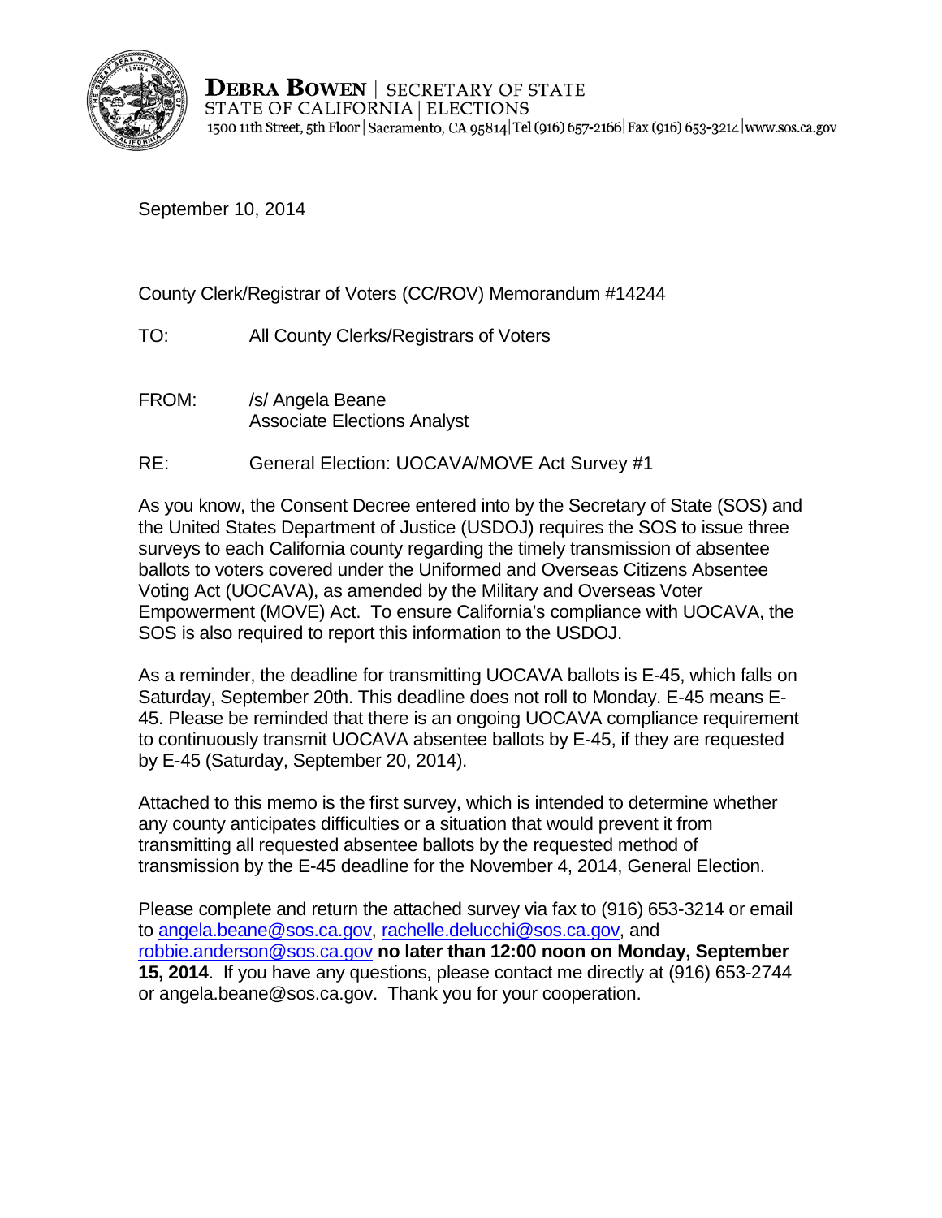**DEBRA BOWEN** | SECRETARY OF STATE
STATE OF CALIFORNIA | ELECTIONS
1500 11th Street, 5th Floor | Sacramento, CA 95814 | Tel (916) 657-2166 | Fax (916) 653-3214 | www.sos.ca.gov

September 10, 2014

County Clerk/Registrar of Voters (CC/ROV) Memorandum #14244

TO: All County Clerks/Registrars of Voters

FROM: /s/ Angela Beane
Associate Elections Analyst

RE: General Election: UOCAVA/MOVE Act Survey #1

As you know, the Consent Decree entered into by the Secretary of State (SOS) and the United States Department of Justice (USDOJ) requires the SOS to issue three surveys to each California county regarding the timely transmission of absentee ballots to voters covered under the Uniformed and Overseas Citizens Absentee Voting Act (UOCAVA), as amended by the Military and Overseas Voter Empowerment (MOVE) Act. To ensure California's compliance with UOCAVA, the SOS is also required to report this information to the USDOJ.

As a reminder, the deadline for transmitting UOCAVA ballots is E-45, which falls on Saturday, September 20th. This deadline does not roll to Monday. E-45 means E-45. Please be reminded that there is an ongoing UOCAVA compliance requirement to continuously transmit UOCAVA absentee ballots by E-45, if they are requested by E-45 (Saturday, September 20, 2014).

Attached to this memo is the first survey, which is intended to determine whether any county anticipates difficulties or a situation that would prevent it from transmitting all requested absentee ballots by the requested method of transmission by the E-45 deadline for the November 4, 2014, General Election.

Please complete and return the attached survey via fax to (916) 653-3214 or email to angela.beane@sos.ca.gov, rachelle.delucchi@sos.ca.gov, and robbie.anderson@sos.ca.gov **no later than 12:00 noon on Monday, September 15, 2014**. If you have any questions, please contact me directly at (916) 653-2744 or angela.beane@sos.ca.gov. Thank you for your cooperation.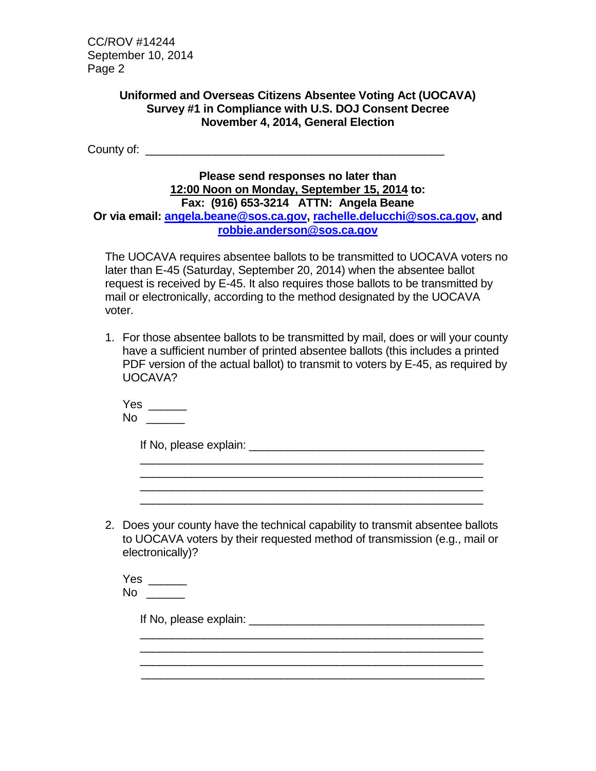**Uniformed and Overseas Citizens Absentee Voting Act (UOCAVA)**
**Survey #1 in Compliance with U.S. DOJ Consent Decree**
**November 4, 2014, General Election**

County of: ________________________________________________

**Please send responses no later than**
**<u>12:00 Noon on Monday, September 15, 2014</u> to:**
**Fax: (916) 653-3214 ATTN: Angela Beane**
**Or via email: angela.beane@sos.ca.gov, rachelle.delucchi@sos.ca.gov, and robbie.anderson@sos.ca.gov**

The UOCAVA requires absentee ballots to be transmitted to UOCAVA voters no later than E-45 (Saturday, September 20, 2014) when the absentee ballot request is received by E-45. It also requires those ballots to be transmitted by mail or electronically, according to the method designated by the UOCAVA voter.

1. For those absentee ballots to be transmitted by mail, does or will your county have a sufficient number of printed absentee ballots (this includes a printed PDF version of the actual ballot) to transmit to voters by E-45, as required by UOCAVA?

   Yes ______
   No ______

   If No, please explain: _____________________________________
   ________________________________________________________
   ________________________________________________________
   ________________________________________________________
   ________________________________________________________

2. Does your county have the technical capability to transmit absentee ballots to UOCAVA voters by their requested method of transmission (e.g., mail or electronically)?

   Yes ______
   No ______

   If No, please explain: _____________________________________
   ________________________________________________________
   ________________________________________________________
   ________________________________________________________
   ________________________________________________________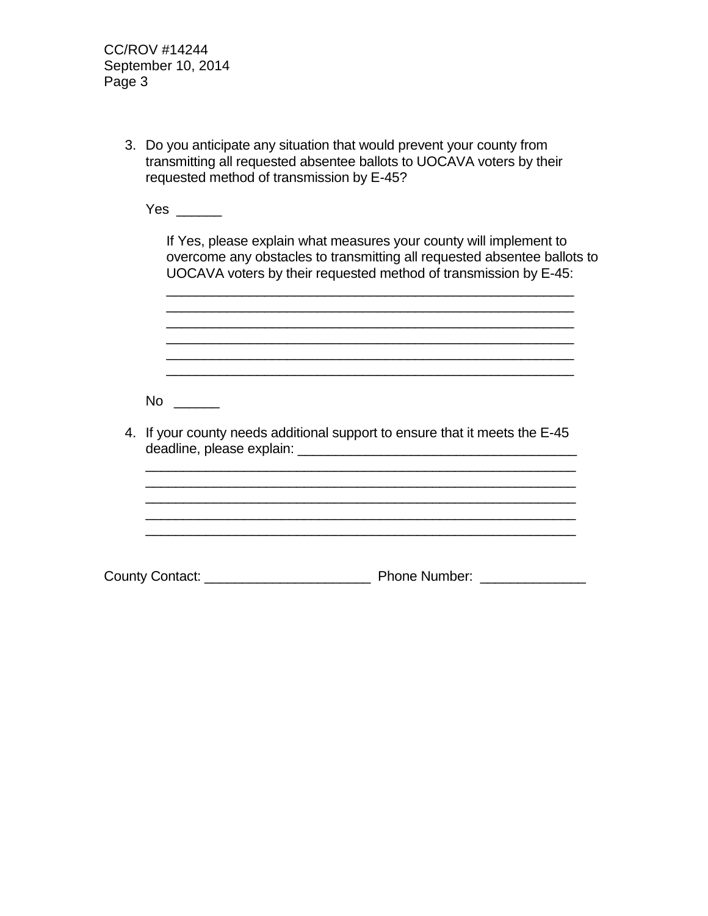3. Do you anticipate any situation that would prevent your county from transmitting all requested absentee ballots to UOCAVA voters by their requested method of transmission by E-45?

   Yes ______

   If Yes, please explain what measures your county will implement to overcome any obstacles to transmitting all requested absentee ballots to UOCAVA voters by their requested method of transmission by E-45:
   _______________________________________________________
   _______________________________________________________
   _______________________________________________________
   _______________________________________________________
   _______________________________________________________
   _______________________________________________________

   No ______

4. If your county needs additional support to ensure that it meets the E-45 deadline, please explain: ___________________________________
   _______________________________________________________
   _______________________________________________________
   _______________________________________________________
   _______________________________________________________
   _______________________________________________________

County Contact: ______________________ Phone Number: ______________